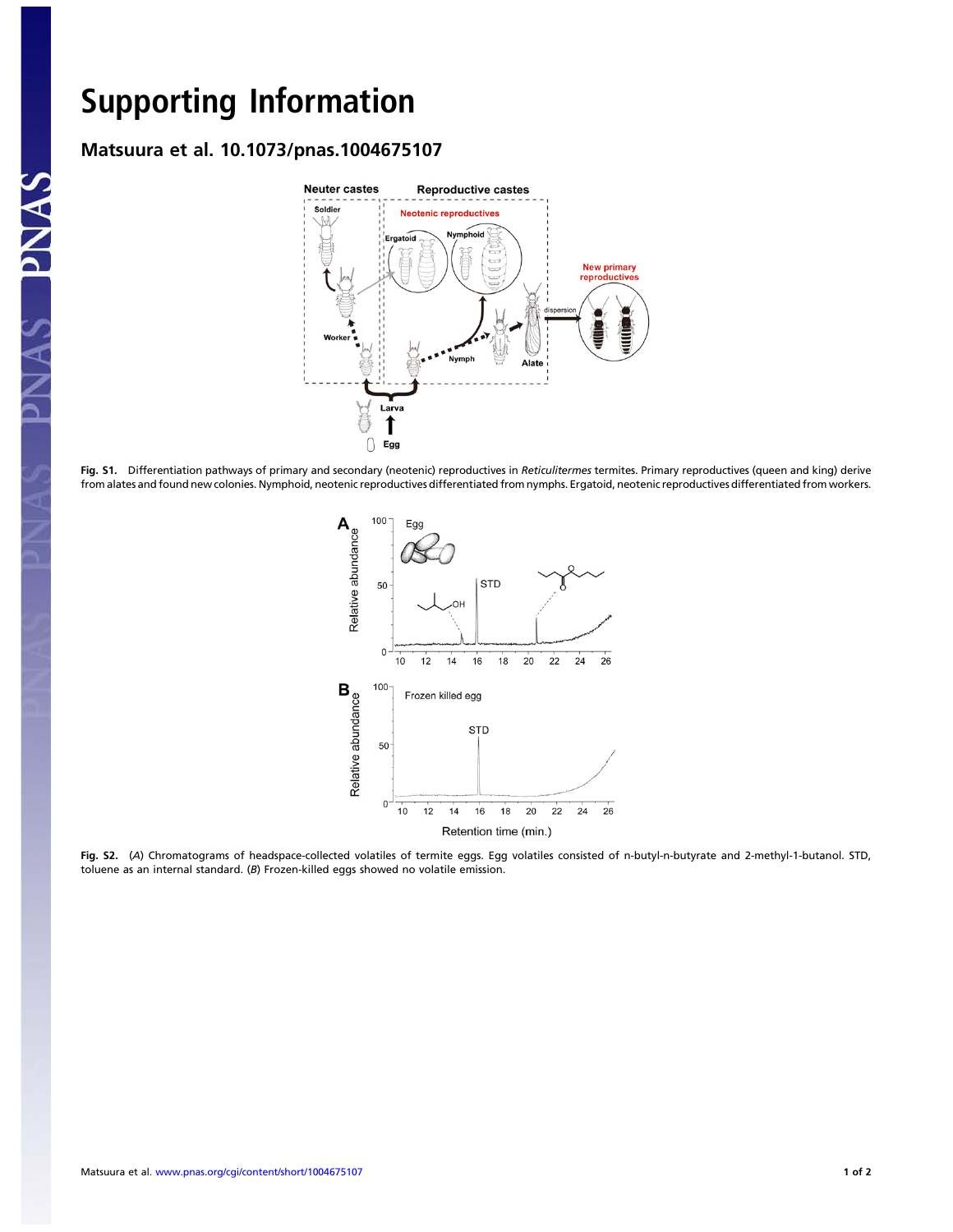# Supporting Information

## Matsuura et al. 10.1073/pnas.1004675107

**Fig. S1.** Differentiation pathways of primary and secondary (neotenic) reproductives in *Reticulitermes* termites. Primary reproductives (queen and king) derive from alates and found new colonies. Nymphoid, neotenic reproductives differentiated from nymphs. Ergatoid, neotenic reproductives differentiated from workers.

**Fig. S2.** (*A*) Chromatograms of headspace-collected volatiles of termite eggs. Egg volatiles consisted of n-butyl-n-butyrate and 2-methyl-1-butanol. STD, toluene as an internal standard. (*B*) Frozen-killed eggs showed no volatile emission.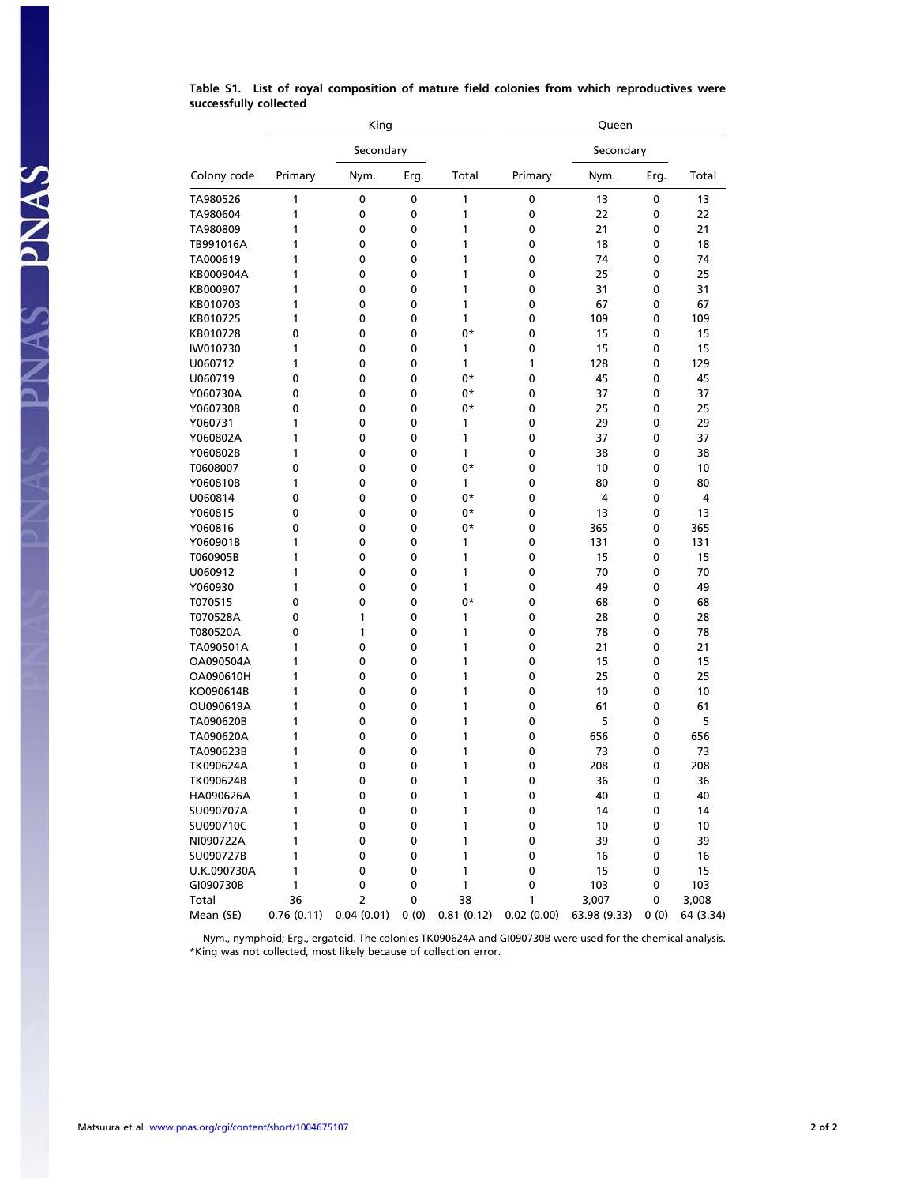**Table S1. List of royal composition of mature field colonies from which reproductives were successfully collected**

| | King | | | | Queen | | | |
|---|---|---|---|---|---|---|---|---|
| | | Secondary | | | | Secondary | | |
| Colony code | Primary | Nym. | Erg. | Total | Primary | Nym. | Erg. | Total |
| TA980526 | 1 | 0 | 0 | 1 | 0 | 13 | 0 | 13 |
| TA980604 | 1 | 0 | 0 | 1 | 0 | 22 | 0 | 22 |
| TA980809 | 1 | 0 | 0 | 1 | 0 | 21 | 0 | 21 |
| TB991016A | 1 | 0 | 0 | 1 | 0 | 18 | 0 | 18 |
| TA000619 | 1 | 0 | 0 | 1 | 0 | 74 | 0 | 74 |
| KB000904A | 1 | 0 | 0 | 1 | 0 | 25 | 0 | 25 |
| KB000907 | 1 | 0 | 0 | 1 | 0 | 31 | 0 | 31 |
| KB010703 | 1 | 0 | 0 | 1 | 0 | 67 | 0 | 67 |
| KB010725 | 1 | 0 | 0 | 1 | 0 | 109 | 0 | 109 |
| KB010728 | 0 | 0 | 0 | 0* | 0 | 15 | 0 | 15 |
| IW010730 | 1 | 0 | 0 | 1 | 0 | 15 | 0 | 15 |
| U060712 | 1 | 0 | 0 | 1 | 1 | 128 | 0 | 129 |
| U060719 | 0 | 0 | 0 | 0* | 0 | 45 | 0 | 45 |
| Y060730A | 0 | 0 | 0 | 0* | 0 | 37 | 0 | 37 |
| Y060730B | 0 | 0 | 0 | 0* | 0 | 25 | 0 | 25 |
| Y060731 | 1 | 0 | 0 | 1 | 0 | 29 | 0 | 29 |
| Y060802A | 1 | 0 | 0 | 1 | 0 | 37 | 0 | 37 |
| Y060802B | 1 | 0 | 0 | 1 | 0 | 38 | 0 | 38 |
| T0608007 | 0 | 0 | 0 | 0* | 0 | 10 | 0 | 10 |
| Y060810B | 1 | 0 | 0 | 1 | 0 | 80 | 0 | 80 |
| U060814 | 0 | 0 | 0 | 0* | 0 | 4 | 0 | 4 |
| Y060815 | 0 | 0 | 0 | 0* | 0 | 13 | 0 | 13 |
| Y060816 | 0 | 0 | 0 | 0* | 0 | 365 | 0 | 365 |
| Y060901B | 1 | 0 | 0 | 1 | 0 | 131 | 0 | 131 |
| T060905B | 1 | 0 | 0 | 1 | 0 | 15 | 0 | 15 |
| U060912 | 1 | 0 | 0 | 1 | 0 | 70 | 0 | 70 |
| Y060930 | 1 | 0 | 0 | 1 | 0 | 49 | 0 | 49 |
| T070515 | 0 | 0 | 0 | 0* | 0 | 68 | 0 | 68 |
| T070528A | 0 | 1 | 0 | 1 | 0 | 28 | 0 | 28 |
| T080520A | 0 | 1 | 0 | 1 | 0 | 78 | 0 | 78 |
| TA090501A | 1 | 0 | 0 | 1 | 0 | 21 | 0 | 21 |
| OA090504A | 1 | 0 | 0 | 1 | 0 | 15 | 0 | 15 |
| OA090610H | 1 | 0 | 0 | 1 | 0 | 25 | 0 | 25 |
| KO090614B | 1 | 0 | 0 | 1 | 0 | 10 | 0 | 10 |
| OU090619A | 1 | 0 | 0 | 1 | 0 | 61 | 0 | 61 |
| TA090620B | 1 | 0 | 0 | 1 | 0 | 5 | 0 | 5 |
| TA090620A | 1 | 0 | 0 | 1 | 0 | 656 | 0 | 656 |
| TA090623B | 1 | 0 | 0 | 1 | 0 | 73 | 0 | 73 |
| TK090624A | 1 | 0 | 0 | 1 | 0 | 208 | 0 | 208 |
| TK090624B | 1 | 0 | 0 | 1 | 0 | 36 | 0 | 36 |
| HA090626A | 1 | 0 | 0 | 1 | 0 | 40 | 0 | 40 |
| SU090707A | 1 | 0 | 0 | 1 | 0 | 14 | 0 | 14 |
| SU090710C | 1 | 0 | 0 | 1 | 0 | 10 | 0 | 10 |
| NI090722A | 1 | 0 | 0 | 1 | 0 | 39 | 0 | 39 |
| SU090727B | 1 | 0 | 0 | 1 | 0 | 16 | 0 | 16 |
| U.K.090730A | 1 | 0 | 0 | 1 | 0 | 15 | 0 | 15 |
| GI090730B | 1 | 0 | 0 | 1 | 0 | 103 | 0 | 103 |
| Total | 36 | 2 | 0 | 38 | 1 | 3,007 | 0 | 3,008 |
| Mean (SE) | 0.76 (0.11) | 0.04 (0.01) | 0 (0) | 0.81 (0.12) | 0.02 (0.00) | 63.98 (9.33) | 0 (0) | 64 (3.34) |

Nym., nymphoid; Erg., ergatoid. The colonies TK090624A and GI090730B were used for the chemical analysis.

*King was not collected, most likely because of collection error.